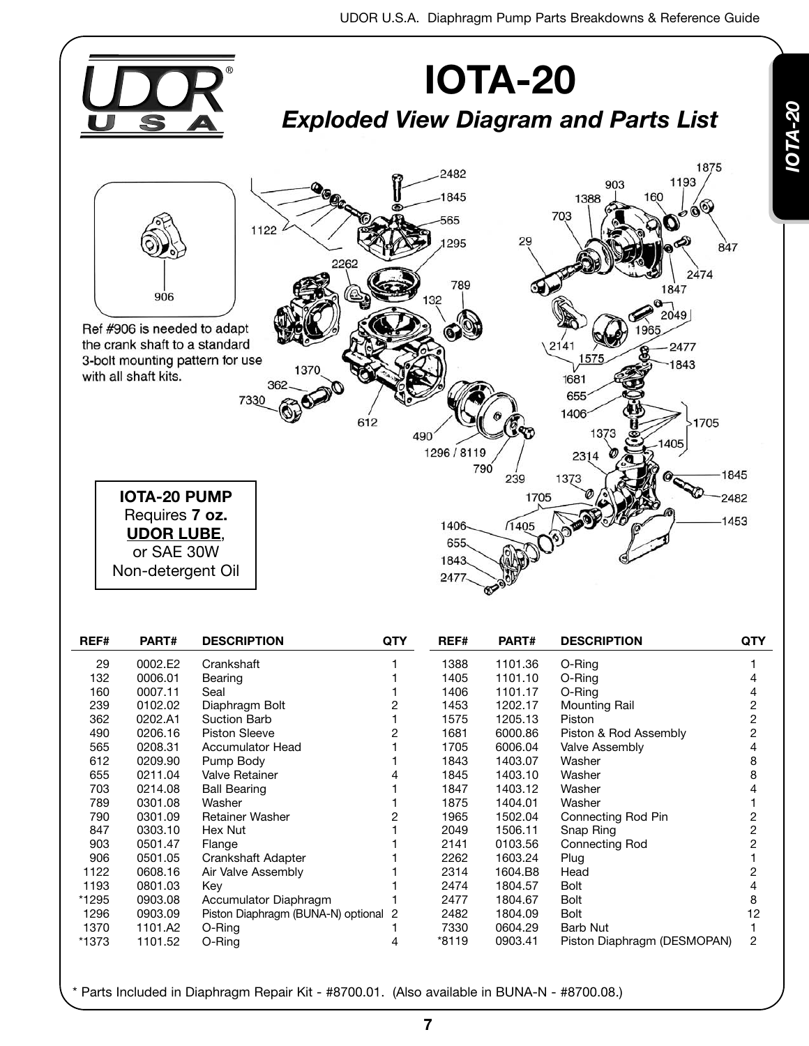# IOTA-20

## *Exploded View Diagram and Parts List*

Ref #906 is needed to adapt the crank shaft to a standard 3-bolt mounting pattern for use with all shaft kits.

**IOTA-20 PUMP**
Requires **7 oz.**
**UDOR LUBE**,
or SAE 30W
Non-detergent Oil

| REF# | PART# | DESCRIPTION | QTY |
|---|---|---|---|
| 29 | 0002.E2 | Crankshaft | 1 |
| 132 | 0006.01 | Bearing | 1 |
| 160 | 0007.11 | Seal | 1 |
| 239 | 0102.02 | Diaphragm Bolt | 2 |
| 362 | 0202.A1 | Suction Barb | 1 |
| 490 | 0206.16 | Piston Sleeve | 2 |
| 565 | 0208.31 | Accumulator Head | 1 |
| 612 | 0209.90 | Pump Body | 1 |
| 655 | 0211.04 | Valve Retainer | 4 |
| 703 | 0214.08 | Ball Bearing | 1 |
| 789 | 0301.08 | Washer | 1 |
| 790 | 0301.09 | Retainer Washer | 2 |
| 847 | 0303.10 | Hex Nut | 1 |
| 903 | 0501.47 | Flange | 1 |
| 906 | 0501.05 | Crankshaft Adapter | 1 |
| 1122 | 0608.16 | Air Valve Assembly | 1 |
| 1193 | 0801.03 | Key | 1 |
| *1295 | 0903.08 | Accumulator Diaphragm | 1 |
| 1296 | 0903.09 | Piston Diaphragm (BUNA-N) optional | 2 |
| 1370 | 1101.A2 | O-Ring | 1 |
| *1373 | 1101.52 | O-Ring | 4 |
| 1388 | 1101.36 | O-Ring | 1 |
| 1405 | 1101.10 | O-Ring | 4 |
| 1406 | 1101.17 | O-Ring | 4 |
| 1453 | 1202.17 | Mounting Rail | 2 |
| 1575 | 1205.13 | Piston | 2 |
| 1681 | 6000.86 | Piston & Rod Assembly | 2 |
| 1705 | 6006.04 | Valve Assembly | 4 |
| 1843 | 1403.07 | Washer | 8 |
| 1845 | 1403.10 | Washer | 8 |
| 1847 | 1403.12 | Washer | 4 |
| 1875 | 1404.01 | Washer | 1 |
| 1965 | 1502.04 | Connecting Rod Pin | 2 |
| 2049 | 1506.11 | Snap Ring | 2 |
| 2141 | 0103.56 | Connecting Rod | 2 |
| 2262 | 1603.24 | Plug | 1 |
| 2314 | 1604.B8 | Head | 2 |
| 2474 | 1804.57 | Bolt | 4 |
| 2477 | 1804.67 | Bolt | 8 |
| 2482 | 1804.09 | Bolt | 12 |
| 7330 | 0604.29 | Barb Nut | 1 |
| *8119 | 0903.41 | Piston Diaphragm (DESMOPAN) | 2 |

* Parts Included in Diaphragm Repair Kit - #8700.01. (Also available in BUNA-N - #8700.08.)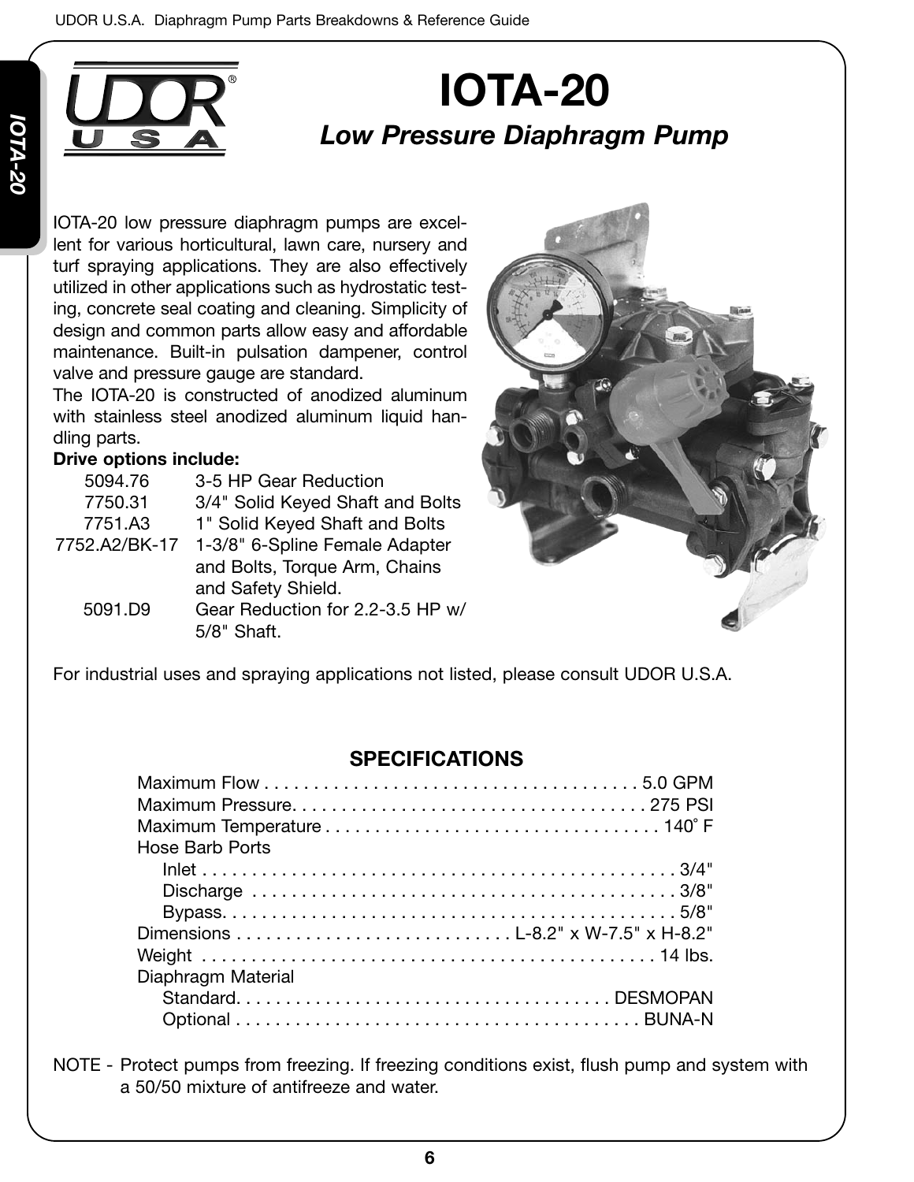# IOTA-20

## *Low Pressure Diaphragm Pump*

IOTA-20 low pressure diaphragm pumps are excellent for various horticultural, lawn care, nursery and turf spraying applications. They are also effectively utilized in other applications such as hydrostatic testing, concrete seal coating and cleaning. Simplicity of design and common parts allow easy and affordable maintenance. Built-in pulsation dampener, control valve and pressure gauge are standard.

The IOTA-20 is constructed of anodized aluminum with stainless steel anodized aluminum liquid handling parts.

**Drive options include:**

| | |
|---|---|
| 5094.76 | 3-5 HP Gear Reduction |
| 7750.31 | 3/4" Solid Keyed Shaft and Bolts |
| 7751.A3 | 1" Solid Keyed Shaft and Bolts |
| 7752.A2/BK-17 | 1-3/8" 6-Spline Female Adapter and Bolts, Torque Arm, Chains and Safety Shield. |
| 5091.D9 | Gear Reduction for 2.2-3.5 HP w/ 5/8" Shaft. |

For industrial uses and spraying applications not listed, please consult UDOR U.S.A.

### SPECIFICATIONS

| | |
|---|---|
| Maximum Flow | 5.0 GPM |
| Maximum Pressure | 275 PSI |
| Maximum Temperature | 140° F |
| Hose Barb Ports | |
| Inlet | 3/4" |
| Discharge | 3/8" |
| Bypass | 5/8" |
| Dimensions | L-8.2" x W-7.5" x H-8.2" |
| Weight | 14 lbs. |
| Diaphragm Material | |
| Standard | DESMOPAN |
| Optional | BUNA-N |

NOTE - Protect pumps from freezing. If freezing conditions exist, flush pump and system with a 50/50 mixture of antifreeze and water.